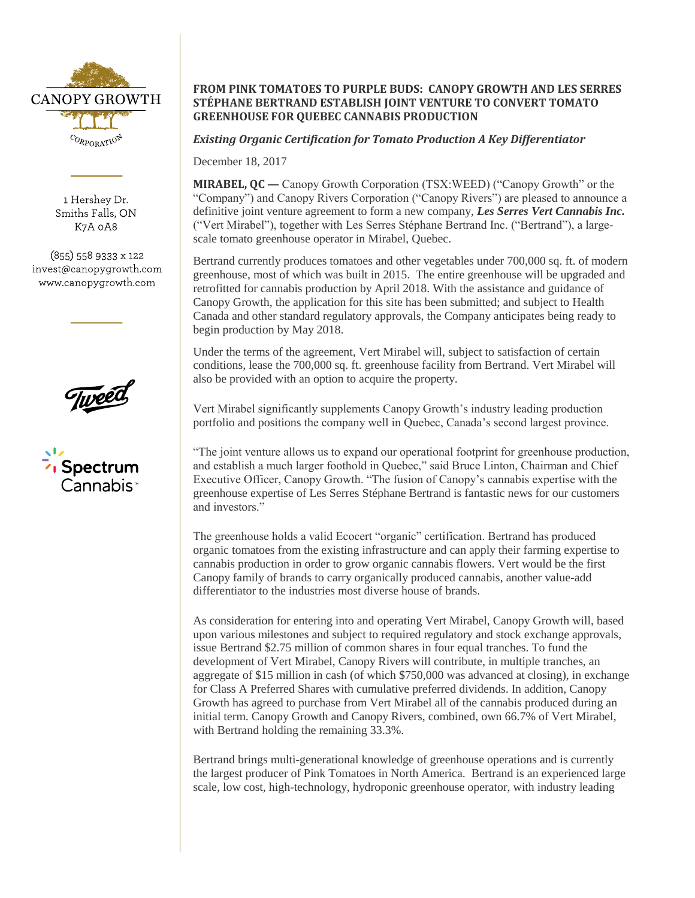CANOPY GROWTH CORPORATION

1 Hershey Dr.
Smiths Falls, ON
K7A 0A8

(855) 558 9333 x 122
invest@canopygrowth.com
www.canopygrowth.com

# FROM PINK TOMATOES TO PURPLE BUDS: CANOPY GROWTH AND LES SERRES STÉPHANE BERTRAND ESTABLISH JOINT VENTURE TO CONVERT TOMATO GREENHOUSE FOR QUEBEC CANNABIS PRODUCTION

***Existing Organic Certification for Tomato Production A Key Differentiator***

December 18, 2017

**MIRABEL, QC —** Canopy Growth Corporation (TSX:WEED) ("Canopy Growth" or the "Company") and Canopy Rivers Corporation ("Canopy Rivers") are pleased to announce a definitive joint venture agreement to form a new company, ***Les Serres Vert Cannabis Inc.*** ("Vert Mirabel"), together with Les Serres Stéphane Bertrand Inc. ("Bertrand"), a large-scale tomato greenhouse operator in Mirabel, Quebec.

Bertrand currently produces tomatoes and other vegetables under 700,000 sq. ft. of modern greenhouse, most of which was built in 2015. The entire greenhouse will be upgraded and retrofitted for cannabis production by April 2018. With the assistance and guidance of Canopy Growth, the application for this site has been submitted; and subject to Health Canada and other standard regulatory approvals, the Company anticipates being ready to begin production by May 2018.

Under the terms of the agreement, Vert Mirabel will, subject to satisfaction of certain conditions, lease the 700,000 sq. ft. greenhouse facility from Bertrand. Vert Mirabel will also be provided with an option to acquire the property.

Vert Mirabel significantly supplements Canopy Growth's industry leading production portfolio and positions the company well in Quebec, Canada's second largest province.

"The joint venture allows us to expand our operational footprint for greenhouse production, and establish a much larger foothold in Quebec," said Bruce Linton, Chairman and Chief Executive Officer, Canopy Growth. "The fusion of Canopy's cannabis expertise with the greenhouse expertise of Les Serres Stéphane Bertrand is fantastic news for our customers and investors."

The greenhouse holds a valid Ecocert "organic" certification. Bertrand has produced organic tomatoes from the existing infrastructure and can apply their farming expertise to cannabis production in order to grow organic cannabis flowers. Vert would be the first Canopy family of brands to carry organically produced cannabis, another value-add differentiator to the industries most diverse house of brands.

As consideration for entering into and operating Vert Mirabel, Canopy Growth will, based upon various milestones and subject to required regulatory and stock exchange approvals, issue Bertrand $2.75 million of common shares in four equal tranches. To fund the development of Vert Mirabel, Canopy Rivers will contribute, in multiple tranches, an aggregate of $15 million in cash (of which $750,000 was advanced at closing), in exchange for Class A Preferred Shares with cumulative preferred dividends. In addition, Canopy Growth has agreed to purchase from Vert Mirabel all of the cannabis produced during an initial term. Canopy Growth and Canopy Rivers, combined, own 66.7% of Vert Mirabel, with Bertrand holding the remaining 33.3%.

Bertrand brings multi-generational knowledge of greenhouse operations and is currently the largest producer of Pink Tomatoes in North America. Bertrand is an experienced large scale, low cost, high-technology, hydroponic greenhouse operator, with industry leading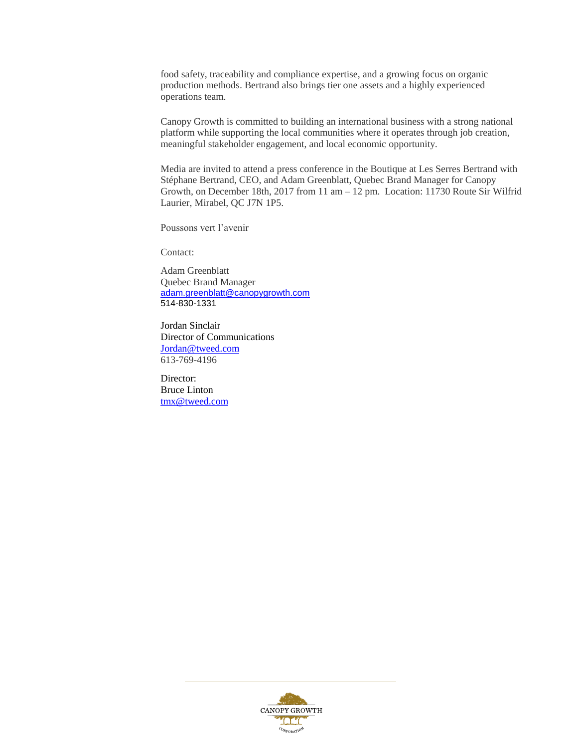food safety, traceability and compliance expertise, and a growing focus on organic production methods. Bertrand also brings tier one assets and a highly experienced operations team.

Canopy Growth is committed to building an international business with a strong national platform while supporting the local communities where it operates through job creation, meaningful stakeholder engagement, and local economic opportunity.

Media are invited to attend a press conference in the Boutique at Les Serres Bertrand with Stéphane Bertrand, CEO, and Adam Greenblatt, Quebec Brand Manager for Canopy Growth, on December 18th, 2017 from 11 am – 12 pm. Location: 11730 Route Sir Wilfrid Laurier, Mirabel, QC J7N 1P5.

Poussons vert l'avenir

Contact:

Adam Greenblatt
Quebec Brand Manager
adam.greenblatt@canopygrowth.com
514-830-1331

Jordan Sinclair
Director of Communications
Jordan@tweed.com
613-769-4196

Director:
Bruce Linton
tmx@tweed.com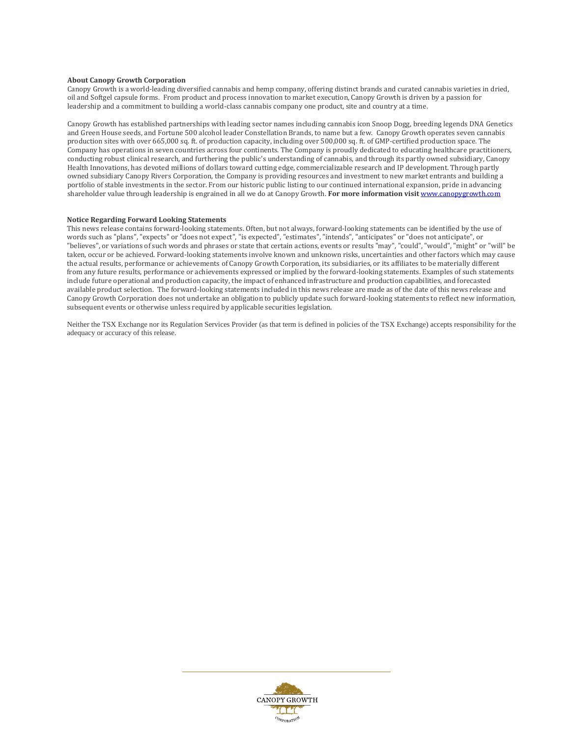**About Canopy Growth Corporation**

Canopy Growth is a world-leading diversified cannabis and hemp company, offering distinct brands and curated cannabis varieties in dried, oil and Softgel capsule forms. From product and process innovation to market execution, Canopy Growth is driven by a passion for leadership and a commitment to building a world-class cannabis company one product, site and country at a time.

Canopy Growth has established partnerships with leading sector names including cannabis icon Snoop Dogg, breeding legends DNA Genetics and Green House seeds, and Fortune 500 alcohol leader Constellation Brands, to name but a few. Canopy Growth operates seven cannabis production sites with over 665,000 sq. ft. of production capacity, including over 500,000 sq. ft. of GMP-certified production space. The Company has operations in seven countries across four continents. The Company is proudly dedicated to educating healthcare practitioners, conducting robust clinical research, and furthering the public's understanding of cannabis, and through its partly owned subsidiary, Canopy Health Innovations, has devoted millions of dollars toward cutting edge, commercializable research and IP development. Through partly owned subsidiary Canopy Rivers Corporation, the Company is providing resources and investment to new market entrants and building a portfolio of stable investments in the sector. From our historic public listing to our continued international expansion, pride in advancing shareholder value through leadership is engrained in all we do at Canopy Growth. **For more information visit** www.canopygrowth.com

**Notice Regarding Forward Looking Statements**

This news release contains forward-looking statements. Often, but not always, forward-looking statements can be identified by the use of words such as "plans", "expects" or "does not expect", "is expected", "estimates", "intends", "anticipates" or "does not anticipate", or "believes", or variations of such words and phrases or state that certain actions, events or results "may", "could", "would", "might" or "will" be taken, occur or be achieved. Forward-looking statements involve known and unknown risks, uncertainties and other factors which may cause the actual results, performance or achievements of Canopy Growth Corporation, its subsidiaries, or its affiliates to be materially different from any future results, performance or achievements expressed or implied by the forward-looking statements. Examples of such statements include future operational and production capacity, the impact of enhanced infrastructure and production capabilities, and forecasted available product selection. The forward-looking statements included in this news release are made as of the date of this news release and Canopy Growth Corporation does not undertake an obligation to publicly update such forward-looking statements to reflect new information, subsequent events or otherwise unless required by applicable securities legislation.

Neither the TSX Exchange nor its Regulation Services Provider (as that term is defined in policies of the TSX Exchange) accepts responsibility for the adequacy or accuracy of this release.